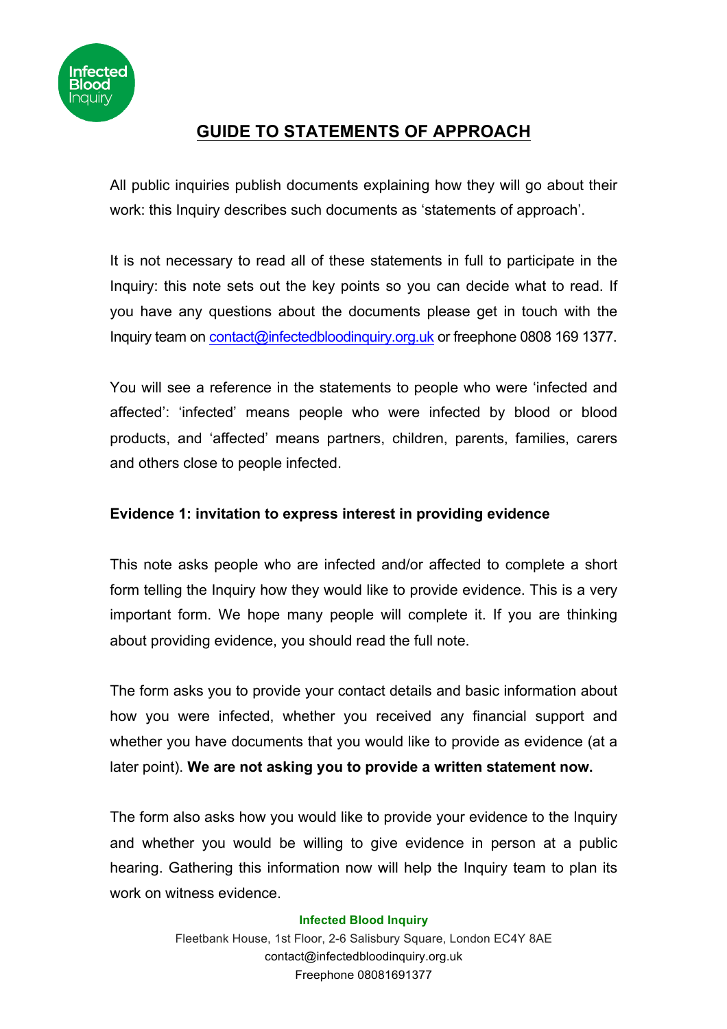# GUIDE TO STATEMENTS OF APPROACH

All public inquiries publish documents explaining how they will go about their work: this Inquiry describes such documents as 'statements of approach'.

It is not necessary to read all of these statements in full to participate in the Inquiry: this note sets out the key points so you can decide what to read. If you have any questions about the documents please get in touch with the Inquiry team on contact@infectedbloodinquiry.org.uk or freephone 0808 169 1377.

You will see a reference in the statements to people who were 'infected and affected': 'infected' means people who were infected by blood or blood products, and 'affected' means partners, children, parents, families, carers and others close to people infected.

**Evidence 1: invitation to express interest in providing evidence**

This note asks people who are infected and/or affected to complete a short form telling the Inquiry how they would like to provide evidence. This is a very important form. We hope many people will complete it. If you are thinking about providing evidence, you should read the full note.

The form asks you to provide your contact details and basic information about how you were infected, whether you received any financial support and whether you have documents that you would like to provide as evidence (at a later point). **We are not asking you to provide a written statement now.**

The form also asks how you would like to provide your evidence to the Inquiry and whether you would be willing to give evidence in person at a public hearing. Gathering this information now will help the Inquiry team to plan its work on witness evidence.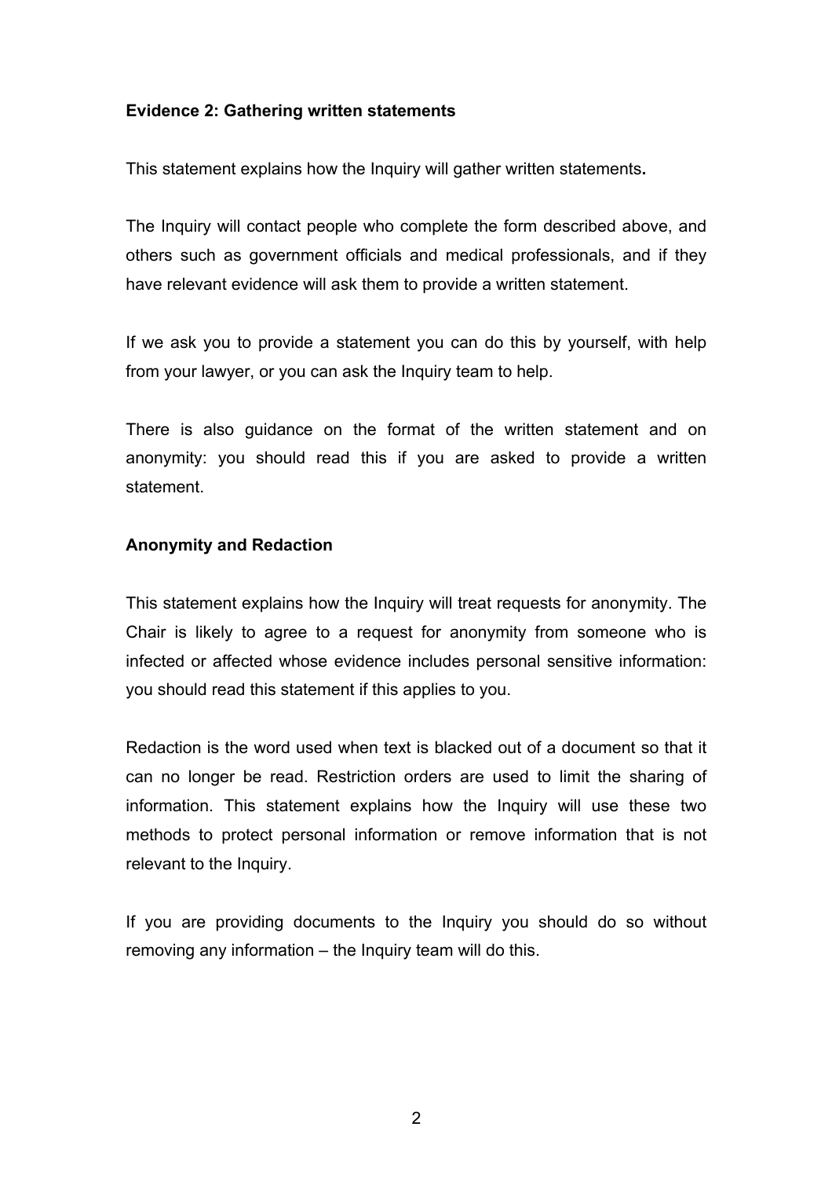**Evidence 2: Gathering written statements**

This statement explains how the Inquiry will gather written statements**.**

The Inquiry will contact people who complete the form described above, and others such as government officials and medical professionals, and if they have relevant evidence will ask them to provide a written statement.

If we ask you to provide a statement you can do this by yourself, with help from your lawyer, or you can ask the Inquiry team to help.

There is also guidance on the format of the written statement and on anonymity: you should read this if you are asked to provide a written statement.

**Anonymity and Redaction**

This statement explains how the Inquiry will treat requests for anonymity. The Chair is likely to agree to a request for anonymity from someone who is infected or affected whose evidence includes personal sensitive information: you should read this statement if this applies to you.

Redaction is the word used when text is blacked out of a document so that it can no longer be read. Restriction orders are used to limit the sharing of information. This statement explains how the Inquiry will use these two methods to protect personal information or remove information that is not relevant to the Inquiry.

If you are providing documents to the Inquiry you should do so without removing any information – the Inquiry team will do this.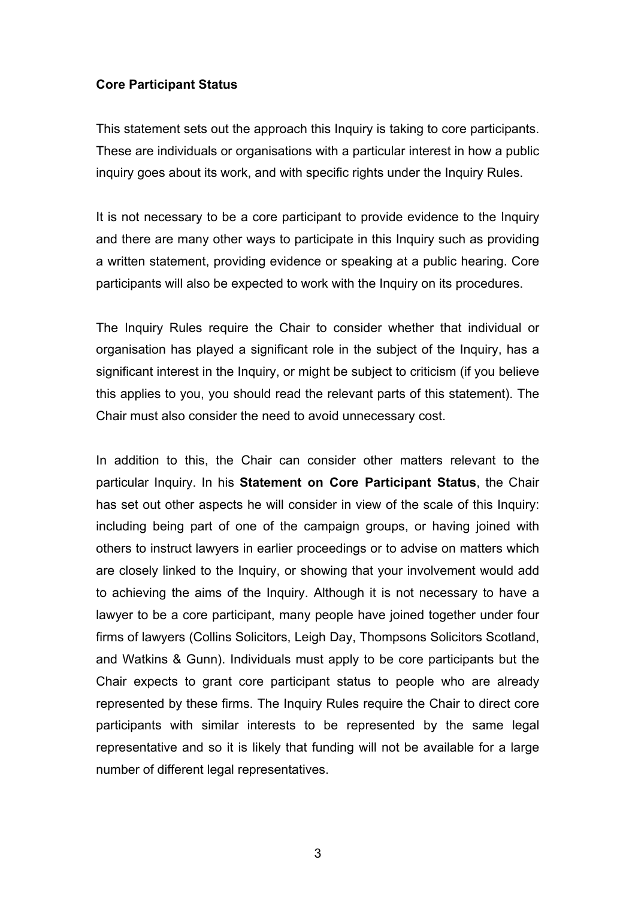**Core Participant Status**

This statement sets out the approach this Inquiry is taking to core participants. These are individuals or organisations with a particular interest in how a public inquiry goes about its work, and with specific rights under the Inquiry Rules.

It is not necessary to be a core participant to provide evidence to the Inquiry and there are many other ways to participate in this Inquiry such as providing a written statement, providing evidence or speaking at a public hearing. Core participants will also be expected to work with the Inquiry on its procedures.

The Inquiry Rules require the Chair to consider whether that individual or organisation has played a significant role in the subject of the Inquiry, has a significant interest in the Inquiry, or might be subject to criticism (if you believe this applies to you, you should read the relevant parts of this statement). The Chair must also consider the need to avoid unnecessary cost.

In addition to this, the Chair can consider other matters relevant to the particular Inquiry. In his **Statement on Core Participant Status**, the Chair has set out other aspects he will consider in view of the scale of this Inquiry: including being part of one of the campaign groups, or having joined with others to instruct lawyers in earlier proceedings or to advise on matters which are closely linked to the Inquiry, or showing that your involvement would add to achieving the aims of the Inquiry. Although it is not necessary to have a lawyer to be a core participant, many people have joined together under four firms of lawyers (Collins Solicitors, Leigh Day, Thompsons Solicitors Scotland, and Watkins & Gunn). Individuals must apply to be core participants but the Chair expects to grant core participant status to people who are already represented by these firms. The Inquiry Rules require the Chair to direct core participants with similar interests to be represented by the same legal representative and so it is likely that funding will not be available for a large number of different legal representatives.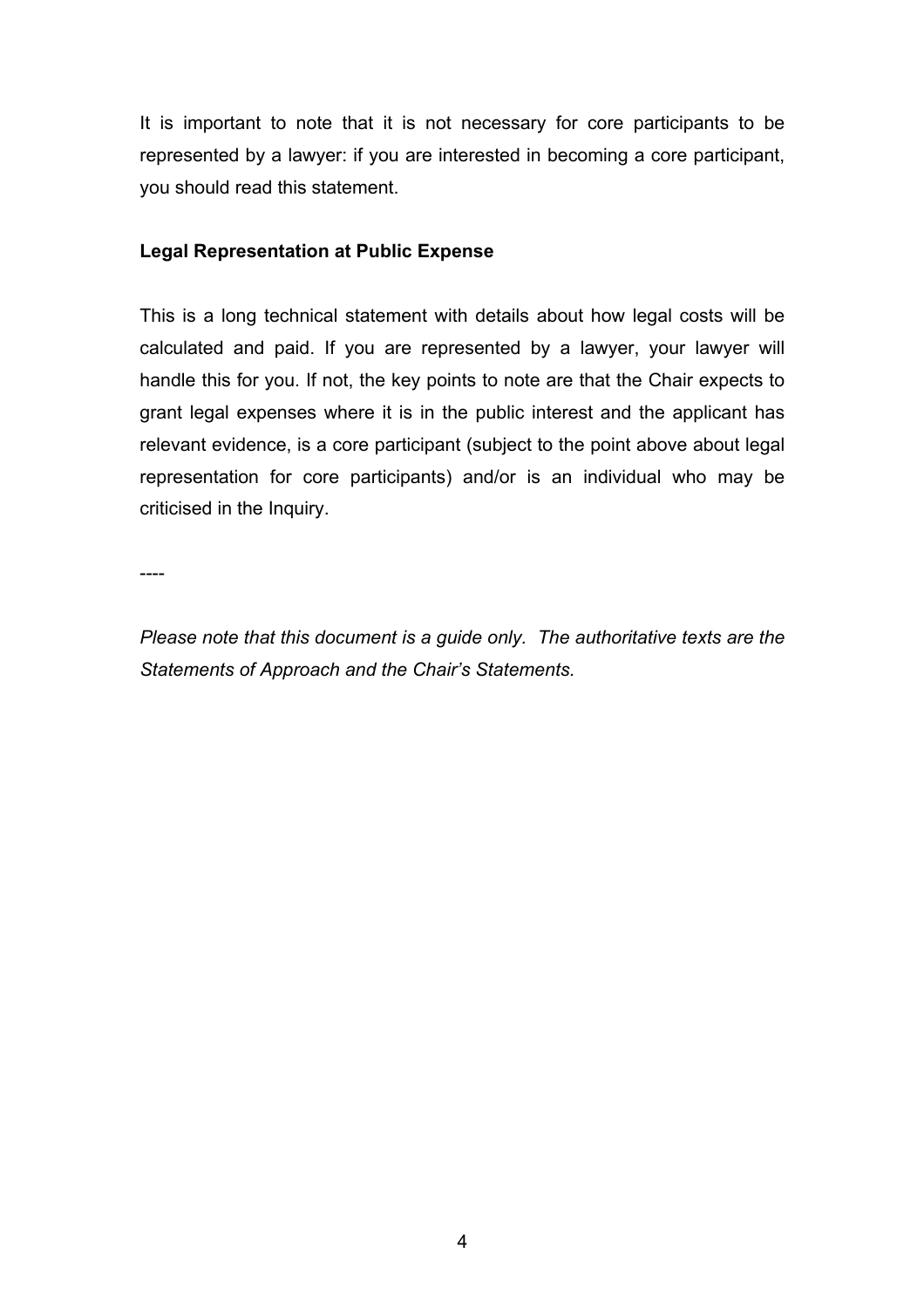It is important to note that it is not necessary for core participants to be represented by a lawyer: if you are interested in becoming a core participant, you should read this statement.

**Legal Representation at Public Expense**

This is a long technical statement with details about how legal costs will be calculated and paid. If you are represented by a lawyer, your lawyer will handle this for you. If not, the key points to note are that the Chair expects to grant legal expenses where it is in the public interest and the applicant has relevant evidence, is a core participant (subject to the point above about legal representation for core participants) and/or is an individual who may be criticised in the Inquiry.

----

*Please note that this document is a guide only. The authoritative texts are the Statements of Approach and the Chair's Statements.*